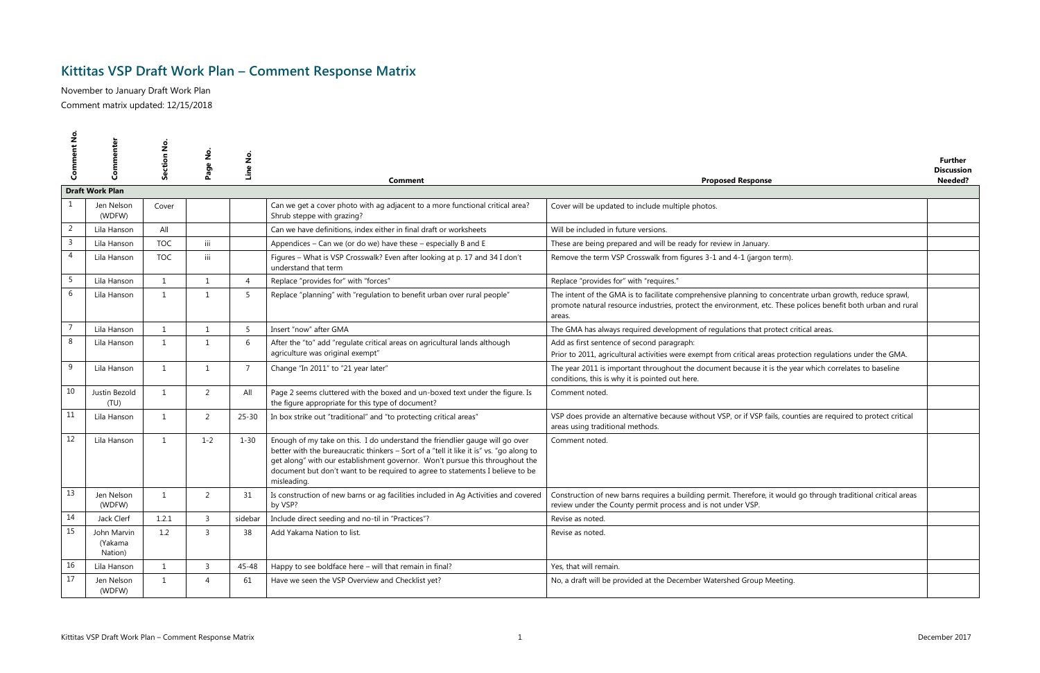# Kittitas VSP Draft Work Plan – Comment Response Matrix

November to January Draft Work Plan

Comment matrix updated: 12/15/2018

| Comment No. | Commenter | Section No. | Page No. | Line No. | Comment | Proposed Response | Further Discussion Needed? |
|---|---|---|---|---|---|---|---|
| **Draft Work Plan** | | | | | | | |
| 1 | Jen Nelson (WDFW) | Cover | | | Can we get a cover photo with ag adjacent to a more functional critical area? Shrub steppe with grazing? | Cover will be updated to include multiple photos. | |
| 2 | Lila Hanson | All | | | Can we have definitions, index either in final draft or worksheets | Will be included in future versions. | |
| 3 | Lila Hanson | TOC | iii | | Appendices – Can we (or do we) have these – especially B and E | These are being prepared and will be ready for review in January. | |
| 4 | Lila Hanson | TOC | iii | | Figures – What is VSP Crosswalk? Even after looking at p. 17 and 34 I don't understand that term | Remove the term VSP Crosswalk from figures 3-1 and 4-1 (jargon term). | |
| 5 | Lila Hanson | 1 | 1 | 4 | Replace "provides for" with "forces" | Replace "provides for" with "requires." | |
| 6 | Lila Hanson | 1 | 1 | 5 | Replace "planning" with "regulation to benefit urban over rural people" | The intent of the GMA is to facilitate comprehensive planning to concentrate urban growth, reduce sprawl, promote natural resource industries, protect the environment, etc. These polices benefit both urban and rural areas. | |
| 7 | Lila Hanson | 1 | 1 | 5 | Insert "now" after GMA | The GMA has always required development of regulations that protect critical areas. | |
| 8 | Lila Hanson | 1 | 1 | 6 | After the "to" add "regulate critical areas on agricultural lands although agriculture was original exempt" | Add as first sentence of second paragraph:<br>Prior to 2011, agricultural activities were exempt from critical areas protection regulations under the GMA. | |
| 9 | Lila Hanson | 1 | 1 | 7 | Change "In 2011" to "21 year later" | The year 2011 is important throughout the document because it is the year which correlates to baseline conditions, this is why it is pointed out here. | |
| 10 | Justin Bezold (TU) | 1 | 2 | All | Page 2 seems cluttered with the boxed and un-boxed text under the figure. Is the figure appropriate for this type of document? | Comment noted. | |
| 11 | Lila Hanson | 1 | 2 | 25-30 | In box strike out "traditional" and "to protecting critical areas" | VSP does provide an alternative because without VSP, or if VSP fails, counties are required to protect critical areas using traditional methods. | |
| 12 | Lila Hanson | 1 | 1-2 | 1-30 | Enough of my take on this. I do understand the friendlier gauge will go over better with the bureaucratic thinkers – Sort of a "tell it like it is" vs. "go along to get along" with our establishment governor. Won't pursue this throughout the document but don't want to be required to agree to statements I believe to be misleading. | Comment noted. | |
| 13 | Jen Nelson (WDFW) | 1 | 2 | 31 | Is construction of new barns or ag facilities included in Ag Activities and covered by VSP? | Construction of new barns requires a building permit. Therefore, it would go through traditional critical areas review under the County permit process and is not under VSP. | |
| 14 | Jack Clerf | 1.2.1 | 3 | sidebar | Include direct seeding and no-til in "Practices"? | Revise as noted. | |
| 15 | John Marvin (Yakama Nation) | 1.2 | 3 | 38 | Add Yakama Nation to list. | Revise as noted. | |
| 16 | Lila Hanson | 1 | 3 | 45-48 | Happy to see boldface here – will that remain in final? | Yes, that will remain. | |
| 17 | Jen Nelson (WDFW) | 1 | 4 | 61 | Have we seen the VSP Overview and Checklist yet? | No, a draft will be provided at the December Watershed Group Meeting. | |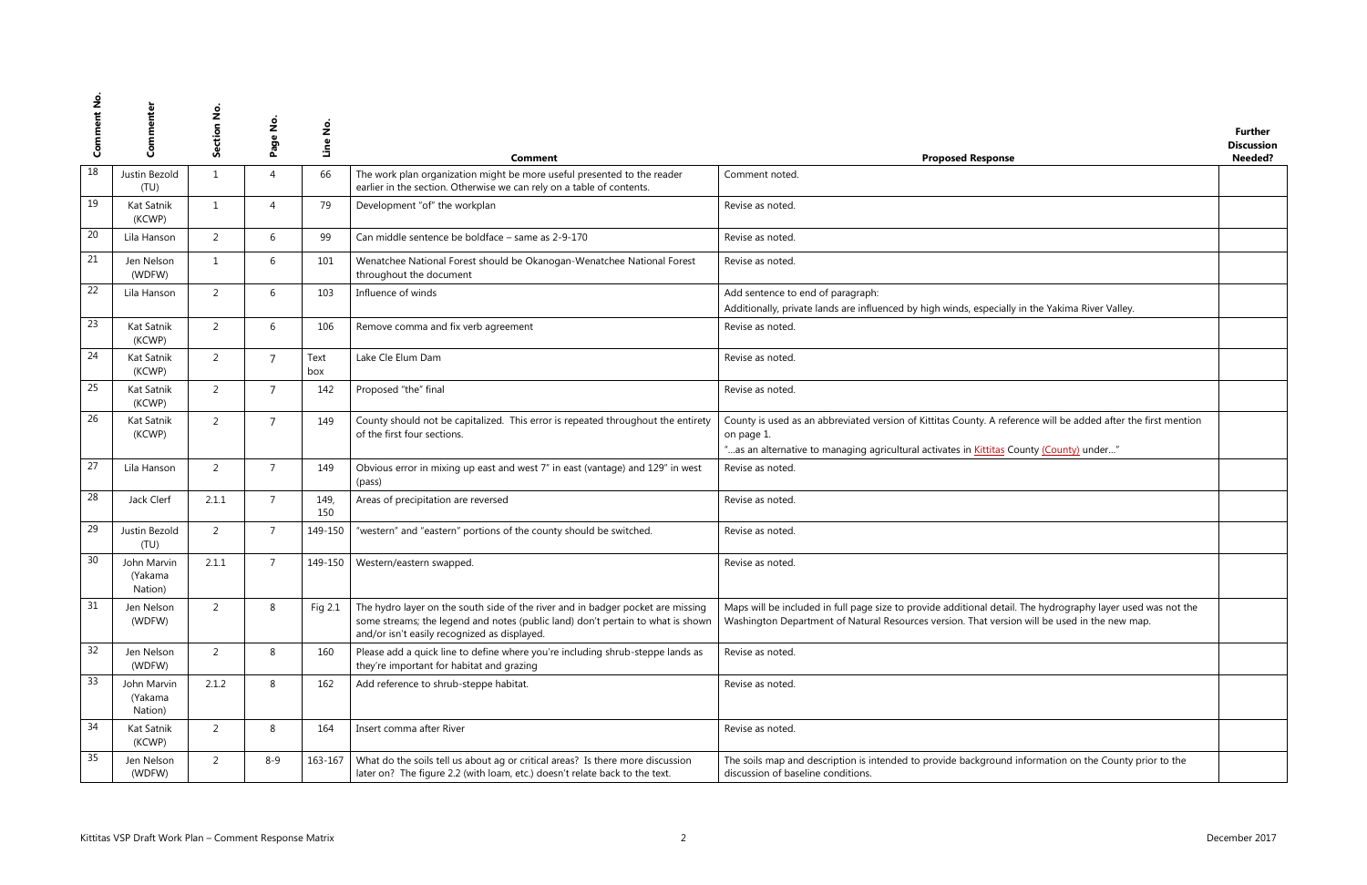| Comment No. | Commenter | Section No. | Page No. | Line No. | Comment | Proposed Response | Further Discussion Needed? |
|---|---|---|---|---|---|---|---|
| 18 | Justin Bezold (TU) | 1 | 4 | 66 | The work plan organization might be more useful presented to the reader earlier in the section. Otherwise we can rely on a table of contents. | Comment noted. | |
| 19 | Kat Satnik (KCWP) | 1 | 4 | 79 | Development "of" the workplan | Revise as noted. | |
| 20 | Lila Hanson | 2 | 6 | 99 | Can middle sentence be boldface – same as 2-9-170 | Revise as noted. | |
| 21 | Jen Nelson (WDFW) | 1 | 6 | 101 | Wenatchee National Forest should be Okanogan-Wenatchee National Forest throughout the document | Revise as noted. | |
| 22 | Lila Hanson | 2 | 6 | 103 | Influence of winds | Add sentence to end of paragraph: Additionally, private lands are influenced by high winds, especially in the Yakima River Valley. | |
| 23 | Kat Satnik (KCWP) | 2 | 6 | 106 | Remove comma and fix verb agreement | Revise as noted. | |
| 24 | Kat Satnik (KCWP) | 2 | 7 | Text box | Lake Cle Elum Dam | Revise as noted. | |
| 25 | Kat Satnik (KCWP) | 2 | 7 | 142 | Proposed "the" final | Revise as noted. | |
| 26 | Kat Satnik (KCWP) | 2 | 7 | 149 | County should not be capitalized. This error is repeated throughout the entirety of the first four sections. | County is used as an abbreviated version of Kittitas County. A reference will be added after the first mention on page 1. "…as an alternative to managing agricultural activates in Kittitas County (County) under…" | |
| 27 | Lila Hanson | 2 | 7 | 149 | Obvious error in mixing up east and west 7" in east (vantage) and 129" in west (pass) | Revise as noted. | |
| 28 | Jack Clerf | 2.1.1 | 7 | 149, 150 | Areas of precipitation are reversed | Revise as noted. | |
| 29 | Justin Bezold (TU) | 2 | 7 | 149-150 | "western" and "eastern" portions of the county should be switched. | Revise as noted. | |
| 30 | John Marvin (Yakama Nation) | 2.1.1 | 7 | 149-150 | Western/eastern swapped. | Revise as noted. | |
| 31 | Jen Nelson (WDFW) | 2 | 8 | Fig 2.1 | The hydro layer on the south side of the river and in badger pocket are missing some streams; the legend and notes (public land) don't pertain to what is shown and/or isn't easily recognized as displayed. | Maps will be included in full page size to provide additional detail. The hydrography layer used was not the Washington Department of Natural Resources version. That version will be used in the new map. | |
| 32 | Jen Nelson (WDFW) | 2 | 8 | 160 | Please add a quick line to define where you're including shrub-steppe lands as they're important for habitat and grazing | Revise as noted. | |
| 33 | John Marvin (Yakama Nation) | 2.1.2 | 8 | 162 | Add reference to shrub-steppe habitat. | Revise as noted. | |
| 34 | Kat Satnik (KCWP) | 2 | 8 | 164 | Insert comma after River | Revise as noted. | |
| 35 | Jen Nelson (WDFW) | 2 | 8-9 | 163-167 | What do the soils tell us about ag or critical areas? Is there more discussion later on? The figure 2.2 (with loam, etc.) doesn't relate back to the text. | The soils map and description is intended to provide background information on the County prior to the discussion of baseline conditions. | |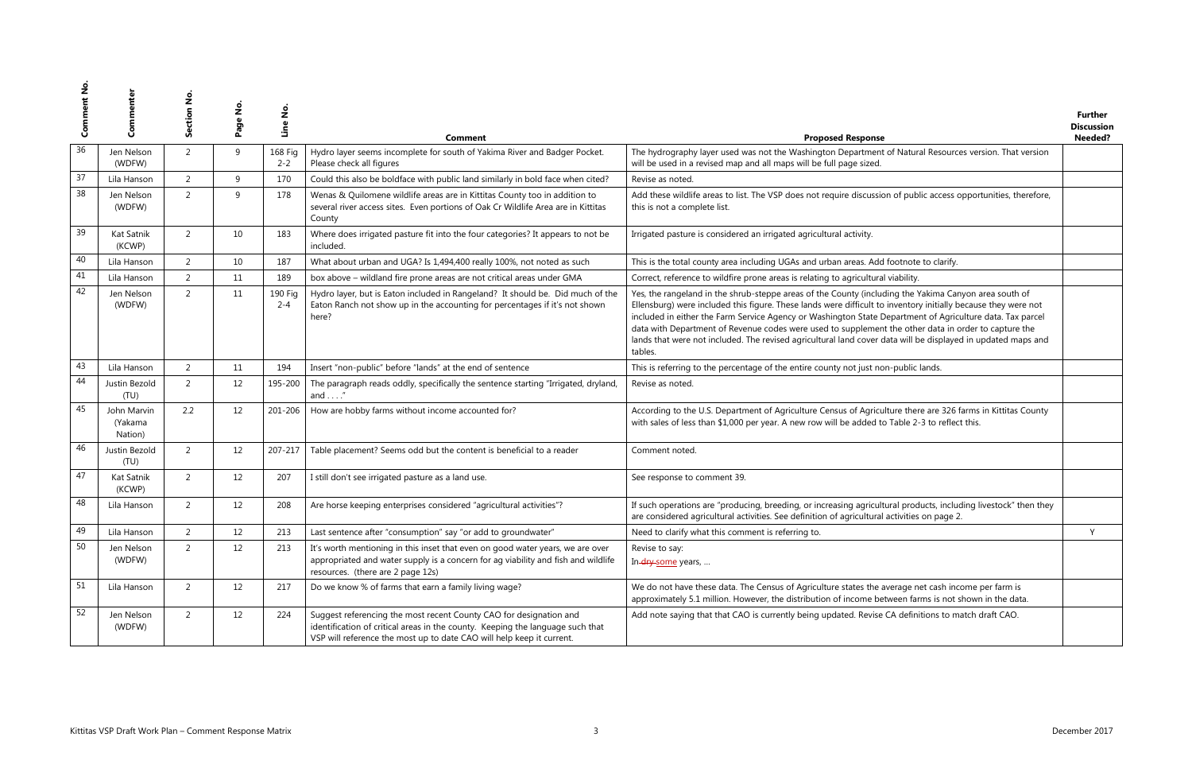| Comment No. | Commenter | Section No. | Page No. | Line No. | Comment | Proposed Response | Further Discussion Needed? |
|---|---|---|---|---|---|---|---|
| 36 | Jen Nelson (WDFW) | 2 | 9 | 168 Fig 2-2 | Hydro layer seems incomplete for south of Yakima River and Badger Pocket. Please check all figures | The hydrography layer used was not the Washington Department of Natural Resources version. That version will be used in a revised map and all maps will be full page sized. | |
| 37 | Lila Hanson | 2 | 9 | 170 | Could this also be boldface with public land similarly in bold face when cited? | Revise as noted. | |
| 38 | Jen Nelson (WDFW) | 2 | 9 | 178 | Wenas & Quilomene wildlife areas are in Kittitas County too in addition to several river access sites. Even portions of Oak Cr Wildlife Area are in Kittitas County | Add these wildlife areas to list. The VSP does not require discussion of public access opportunities, therefore, this is not a complete list. | |
| 39 | Kat Satnik (KCWP) | 2 | 10 | 183 | Where does irrigated pasture fit into the four categories? It appears to not be included. | Irrigated pasture is considered an irrigated agricultural activity. | |
| 40 | Lila Hanson | 2 | 10 | 187 | What about urban and UGA? Is 1,494,400 really 100%, not noted as such | This is the total county area including UGAs and urban areas. Add footnote to clarify. | |
| 41 | Lila Hanson | 2 | 11 | 189 | box above – wildland fire prone areas are not critical areas under GMA | Correct, reference to wildfire prone areas is relating to agricultural viability. | |
| 42 | Jen Nelson (WDFW) | 2 | 11 | 190 Fig 2-4 | Hydro layer, but is Eaton included in Rangeland? It should be. Did much of the Eaton Ranch not show up in the accounting for percentages if it's not shown here? | Yes, the rangeland in the shrub-steppe areas of the County (including the Yakima Canyon area south of Ellensburg) were included this figure. These lands were difficult to inventory initially because they were not included in either the Farm Service Agency or Washington State Department of Agriculture data. Tax parcel data with Department of Revenue codes were used to supplement the other data in order to capture the lands that were not included. The revised agricultural land cover data will be displayed in updated maps and tables. | |
| 43 | Lila Hanson | 2 | 11 | 194 | Insert "non-public" before "lands" at the end of sentence | This is referring to the percentage of the entire county not just non-public lands. | |
| 44 | Justin Bezold (TU) | 2 | 12 | 195-200 | The paragraph reads oddly, specifically the sentence starting "Irrigated, dryland, and . . . ." | Revise as noted. | |
| 45 | John Marvin (Yakama Nation) | 2.2 | 12 | 201-206 | How are hobby farms without income accounted for? | According to the U.S. Department of Agriculture Census of Agriculture there are 326 farms in Kittitas County with sales of less than $1,000 per year. A new row will be added to Table 2-3 to reflect this. | |
| 46 | Justin Bezold (TU) | 2 | 12 | 207-217 | Table placement? Seems odd but the content is beneficial to a reader | Comment noted. | |
| 47 | Kat Satnik (KCWP) | 2 | 12 | 207 | I still don't see irrigated pasture as a land use. | See response to comment 39. | |
| 48 | Lila Hanson | 2 | 12 | 208 | Are horse keeping enterprises considered "agricultural activities"? | If such operations are "producing, breeding, or increasing agricultural products, including livestock" then they are considered agricultural activities. See definition of agricultural activities on page 2. | |
| 49 | Lila Hanson | 2 | 12 | 213 | Last sentence after "consumption" say "or add to groundwater" | Need to clarify what this comment is referring to. | Y |
| 50 | Jen Nelson (WDFW) | 2 | 12 | 213 | It's worth mentioning in this inset that even on good water years, we are over appropriated and water supply is a concern for ag viability and fish and wildlife resources. (there are 2 page 12s) | Revise to say: In ~~dry~~ some years, … | |
| 51 | Lila Hanson | 2 | 12 | 217 | Do we know % of farms that earn a family living wage? | We do not have these data. The Census of Agriculture states the average net cash income per farm is approximately 5.1 million. However, the distribution of income between farms is not shown in the data. | |
| 52 | Jen Nelson (WDFW) | 2 | 12 | 224 | Suggest referencing the most recent County CAO for designation and identification of critical areas in the county. Keeping the language such that VSP will reference the most up to date CAO will help keep it current. | Add note saying that that CAO is currently being updated. Revise CA definitions to match draft CAO. | |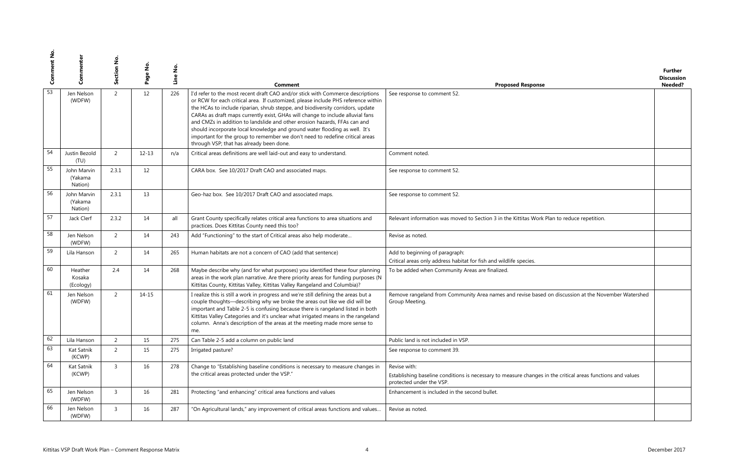| Comment No. | Commenter | Section No. | Page No. | Line No. | Comment | Proposed Response | Further Discussion Needed? |
|---|---|---|---|---|---|---|---|
| 53 | Jen Nelson (WDFW) | 2 | 12 | 226 | I'd refer to the most recent draft CAO and/or stick with Commerce descriptions or RCW for each critical area. If customized, please include PHS reference within the HCAs to include riparian, shrub steppe, and biodiversity corridors, update CARAs as draft maps currently exist, GHAs will change to include alluvial fans and CMZs in addition to landslide and other erosion hazards, FFAs can and should incorporate local knowledge and ground water flooding as well. It's important for the group to remember we don't need to redefine critical areas through VSP; that has already been done. | See response to comment 52. | |
| 54 | Justin Bezold (TU) | 2 | 12-13 | n/a | Critical areas definitions are well laid-out and easy to understand. | Comment noted. | |
| 55 | John Marvin (Yakama Nation) | 2.3.1 | 12 | | CARA box. See 10/2017 Draft CAO and associated maps. | See response to comment 52. | |
| 56 | John Marvin (Yakama Nation) | 2.3.1 | 13 | | Geo-haz box. See 10/2017 Draft CAO and associated maps. | See response to comment 52. | |
| 57 | Jack Clerf | 2.3.2 | 14 | all | Grant County specifically relates critical area functions to area situations and practices. Does Kittitas County need this too? | Relevant information was moved to Section 3 in the Kittitas Work Plan to reduce repetition. | |
| 58 | Jen Nelson (WDFW) | 2 | 14 | 243 | Add "Functioning" to the start of Critical areas also help moderate… | Revise as noted. | |
| 59 | Lila Hanson | 2 | 14 | 265 | Human habitats are not a concern of CAO (add that sentence) | Add to beginning of paragraph:<br>Critical areas only address habitat for fish and wildlife species. | |
| 60 | Heather Kosaka (Ecology) | 2.4 | 14 | 268 | Maybe describe why (and for what purposes) you identified these four planning areas in the work plan narrative. Are there priority areas for funding purposes (N Kittitas County, Kittitas Valley, Kittitas Valley Rangeland and Columbia)? | To be added when Community Areas are finalized. | |
| 61 | Jen Nelson (WDFW) | 2 | 14-15 | | I realize this is still a work in progress and we're still defining the areas but a couple thoughts—describing why we broke the areas out like we did will be important and Table 2-5 is confusing because there is rangeland listed in both Kittitas Valley Categories and it's unclear what irrigated means in the rangeland column. Anna's description of the areas at the meeting made more sense to me. | Remove rangeland from Community Area names and revise based on discussion at the November Watershed Group Meeting. | |
| 62 | Lila Hanson | 2 | 15 | 275 | Can Table 2-5 add a column on public land | Public land is not included in VSP. | |
| 63 | Kat Satnik (KCWP) | 2 | 15 | 275 | Irrigated pasture? | See response to comment 39. | |
| 64 | Kat Satnik (KCWP) | 3 | 16 | 278 | Change to "Establishing baseline conditions is necessary to measure changes in the critical areas protected under the VSP." | Revise with:<br>Establishing baseline conditions is necessary to measure changes in the critical areas functions and values protected under the VSP. | |
| 65 | Jen Nelson (WDFW) | 3 | 16 | 281 | Protecting "and enhancing" critical area functions and values | Enhancement is included in the second bullet. | |
| 66 | Jen Nelson (WDFW) | 3 | 16 | 287 | "On Agricultural lands," any improvement of critical areas functions and values… | Revise as noted. | |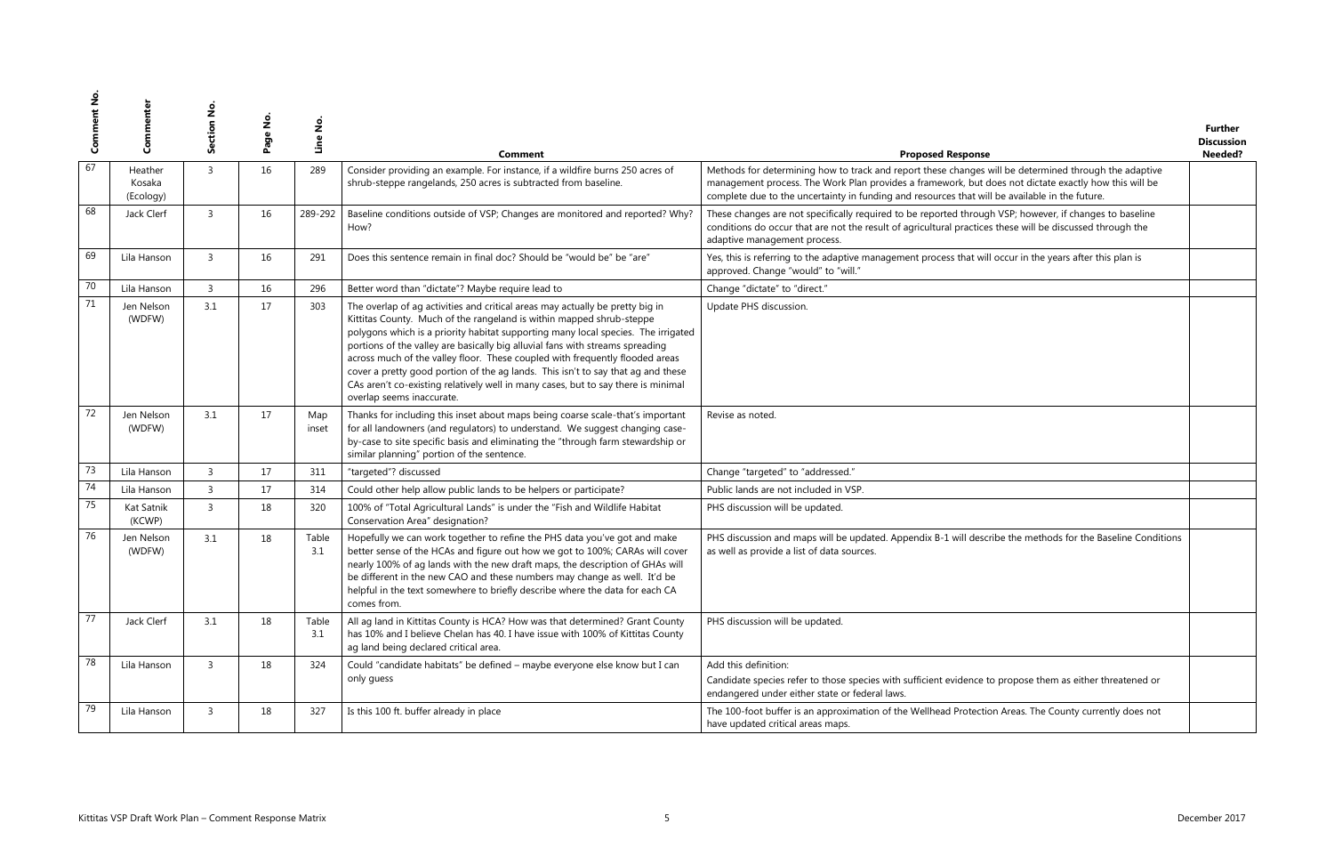| Comment No. | Commenter | Section No. | Page No. | Line No. | Comment | Proposed Response | Further Discussion Needed? |
|---|---|---|---|---|---|---|---|
| 67 | Heather Kosaka (Ecology) | 3 | 16 | 289 | Consider providing an example. For instance, if a wildfire burns 250 acres of shrub-steppe rangelands, 250 acres is subtracted from baseline. | Methods for determining how to track and report these changes will be determined through the adaptive management process. The Work Plan provides a framework, but does not dictate exactly how this will be complete due to the uncertainty in funding and resources that will be available in the future. | |
| 68 | Jack Clerf | 3 | 16 | 289-292 | Baseline conditions outside of VSP; Changes are monitored and reported? Why? How? | These changes are not specifically required to be reported through VSP; however, if changes to baseline conditions do occur that are not the result of agricultural practices these will be discussed through the adaptive management process. | |
| 69 | Lila Hanson | 3 | 16 | 291 | Does this sentence remain in final doc? Should be "would be" be "are" | Yes, this is referring to the adaptive management process that will occur in the years after this plan is approved. Change "would" to "will." | |
| 70 | Lila Hanson | 3 | 16 | 296 | Better word than "dictate"? Maybe require lead to | Change "dictate" to "direct." | |
| 71 | Jen Nelson (WDFW) | 3.1 | 17 | 303 | The overlap of ag activities and critical areas may actually be pretty big in Kittitas County. Much of the rangeland is within mapped shrub-steppe polygons which is a priority habitat supporting many local species. The irrigated portions of the valley are basically big alluvial fans with streams spreading across much of the valley floor. These coupled with frequently flooded areas cover a pretty good portion of the ag lands. This isn't to say that ag and these CAs aren't co-existing relatively well in many cases, but to say there is minimal overlap seems inaccurate. | Update PHS discussion. | |
| 72 | Jen Nelson (WDFW) | 3.1 | 17 | Map inset | Thanks for including this inset about maps being coarse scale-that's important for all landowners (and regulators) to understand. We suggest changing case-by-case to site specific basis and eliminating the "through farm stewardship or similar planning" portion of the sentence. | Revise as noted. | |
| 73 | Lila Hanson | 3 | 17 | 311 | "targeted"? discussed | Change "targeted" to "addressed." | |
| 74 | Lila Hanson | 3 | 17 | 314 | Could other help allow public lands to be helpers or participate? | Public lands are not included in VSP. | |
| 75 | Kat Satnik (KCWP) | 3 | 18 | 320 | 100% of "Total Agricultural Lands" is under the "Fish and Wildlife Habitat Conservation Area" designation? | PHS discussion will be updated. | |
| 76 | Jen Nelson (WDFW) | 3.1 | 18 | Table 3.1 | Hopefully we can work together to refine the PHS data you've got and make better sense of the HCAs and figure out how we got to 100%; CARAs will cover nearly 100% of ag lands with the new draft maps, the description of GHAs will be different in the new CAO and these numbers may change as well. It'd be helpful in the text somewhere to briefly describe where the data for each CA comes from. | PHS discussion and maps will be updated. Appendix B-1 will describe the methods for the Baseline Conditions as well as provide a list of data sources. | |
| 77 | Jack Clerf | 3.1 | 18 | Table 3.1 | All ag land in Kittitas County is HCA? How was that determined? Grant County has 10% and I believe Chelan has 40. I have issue with 100% of Kittitas County ag land being declared critical area. | PHS discussion will be updated. | |
| 78 | Lila Hanson | 3 | 18 | 324 | Could "candidate habitats" be defined – maybe everyone else know but I can only guess | Add this definition:<br>Candidate species refer to those species with sufficient evidence to propose them as either threatened or endangered under either state or federal laws. | |
| 79 | Lila Hanson | 3 | 18 | 327 | Is this 100 ft. buffer already in place | The 100-foot buffer is an approximation of the Wellhead Protection Areas. The County currently does not have updated critical areas maps. | |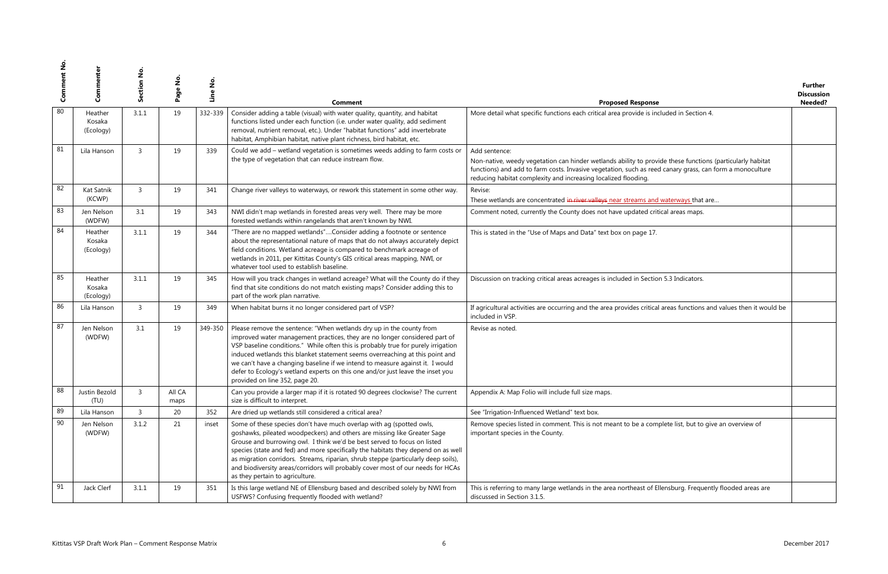| Comment No. | Commenter | Section No. | Page No. | Line No. | Comment | Proposed Response | Further Discussion Needed? |
|---|---|---|---|---|---|---|---|
| 80 | Heather Kosaka (Ecology) | 3.1.1 | 19 | 332-339 | Consider adding a table (visual) with water quality, quantity, and habitat functions listed under each function (i.e. under water quality, add sediment removal, nutrient removal, etc.). Under "habitat functions" add invertebrate habitat, Amphibian habitat, native plant richness, bird habitat, etc. | More detail what specific functions each critical area provide is included in Section 4. | |
| 81 | Lila Hanson | 3 | 19 | 339 | Could we add – wetland vegetation is sometimes weeds adding to farm costs or the type of vegetation that can reduce instream flow. | Add sentence:<br>Non-native, weedy vegetation can hinder wetlands ability to provide these functions (particularly habitat functions) and add to farm costs. Invasive vegetation, such as reed canary grass, can form a monoculture reducing habitat complexity and increasing localized flooding. | |
| 82 | Kat Satnik (KCWP) | 3 | 19 | 341 | Change river valleys to waterways, or rework this statement in some other way. | Revise:<br>These wetlands are concentrated ~~in river valleys~~ near streams and waterways that are… | |
| 83 | Jen Nelson (WDFW) | 3.1 | 19 | 343 | NWI didn't map wetlands in forested areas very well. There may be more forested wetlands within rangelands that aren't known by NWI. | Comment noted, currently the County does not have updated critical areas maps. | |
| 84 | Heather Kosaka (Ecology) | 3.1.1 | 19 | 344 | "There are no mapped wetlands"….Consider adding a footnote or sentence about the representational nature of maps that do not always accurately depict field conditions. Wetland acreage is compared to benchmark acreage of wetlands in 2011, per Kittitas County's GIS critical areas mapping, NWI, or whatever tool used to establish baseline. | This is stated in the "Use of Maps and Data" text box on page 17. | |
| 85 | Heather Kosaka (Ecology) | 3.1.1 | 19 | 345 | How will you track changes in wetland acreage? What will the County do if they find that site conditions do not match existing maps? Consider adding this to part of the work plan narrative. | Discussion on tracking critical areas acreages is included in Section 5.3 Indicators. | |
| 86 | Lila Hanson | 3 | 19 | 349 | When habitat burns it no longer considered part of VSP? | If agricultural activities are occurring and the area provides critical areas functions and values then it would be included in VSP. | |
| 87 | Jen Nelson (WDFW) | 3.1 | 19 | 349-350 | Please remove the sentence: "When wetlands dry up in the county from improved water management practices, they are no longer considered part of VSP baseline conditions." While often this is probably true for purely irrigation induced wetlands this blanket statement seems overreaching at this point and we can't have a changing baseline if we intend to measure against it. I would defer to Ecology's wetland experts on this one and/or just leave the inset you provided on line 352, page 20. | Revise as noted. | |
| 88 | Justin Bezold (TU) | 3 | All CA maps | | Can you provide a larger map if it is rotated 90 degrees clockwise? The current size is difficult to interpret. | Appendix A: Map Folio will include full size maps. | |
| 89 | Lila Hanson | 3 | 20 | 352 | Are dried up wetlands still considered a critical area? | See "Irrigation-Influenced Wetland" text box. | |
| 90 | Jen Nelson (WDFW) | 3.1.2 | 21 | inset | Some of these species don't have much overlap with ag (spotted owls, goshawks, pileated woodpeckers) and others are missing like Greater Sage Grouse and burrowing owl. I think we'd be best served to focus on listed species (state and fed) and more specifically the habitats they depend on as well as migration corridors. Streams, riparian, shrub steppe (particularly deep soils), and biodiversity areas/corridors will probably cover most of our needs for HCAs as they pertain to agriculture. | Remove species listed in comment. This is not meant to be a complete list, but to give an overview of important species in the County. | |
| 91 | Jack Clerf | 3.1.1 | 19 | 351 | Is this large wetland NE of Ellensburg based and described solely by NWI from USFWS? Confusing frequently flooded with wetland? | This is referring to many large wetlands in the area northeast of Ellensburg. Frequently flooded areas are discussed in Section 3.1.5. | |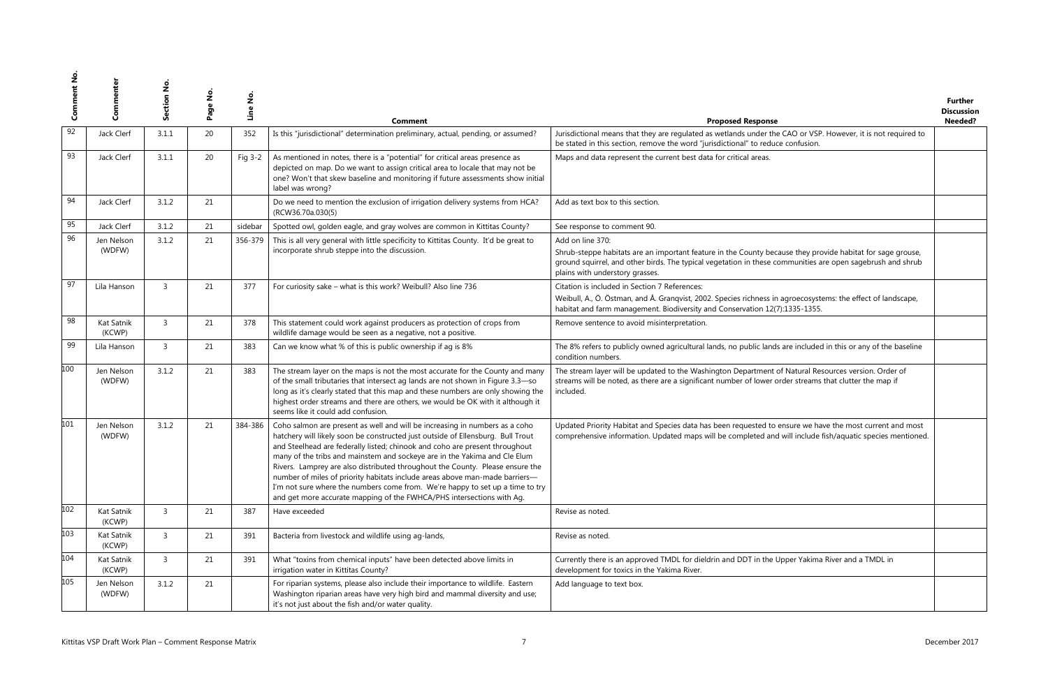| Comment No. | Commenter | Section No. | Page No. | Line No. | Comment | Proposed Response | Further Discussion Needed? |
|---|---|---|---|---|---|---|---|
| 92 | Jack Clerf | 3.1.1 | 20 | 352 | Is this "jurisdictional" determination preliminary, actual, pending, or assumed? | Jurisdictional means that they are regulated as wetlands under the CAO or VSP. However, it is not required to be stated in this section, remove the word "jurisdictional" to reduce confusion. | |
| 93 | Jack Clerf | 3.1.1 | 20 | Fig 3-2 | As mentioned in notes, there is a "potential" for critical areas presence as depicted on map. Do we want to assign critical area to locale that may not be one? Won't that skew baseline and monitoring if future assessments show initial label was wrong? | Maps and data represent the current best data for critical areas. | |
| 94 | Jack Clerf | 3.1.2 | 21 | | Do we need to mention the exclusion of irrigation delivery systems from HCA? (RCW36.70a.030(5) | Add as text box to this section. | |
| 95 | Jack Clerf | 3.1.2 | 21 | sidebar | Spotted owl, golden eagle, and gray wolves are common in Kittitas County? | See response to comment 90. | |
| 96 | Jen Nelson (WDFW) | 3.1.2 | 21 | 356-379 | This is all very general with little specificity to Kittitas County. It'd be great to incorporate shrub steppe into the discussion. | Add on line 370:<br>Shrub-steppe habitats are an important feature in the County because they provide habitat for sage grouse, ground squirrel, and other birds. The typical vegetation in these communities are open sagebrush and shrub plains with understory grasses. | |
| 97 | Lila Hanson | 3 | 21 | 377 | For curiosity sake – what is this work? Weibull? Also line 736 | Citation is included in Section 7 References:<br>Weibull, A., Ö. Östman, and Å. Granqvist, 2002. Species richness in agroecosystems: the effect of landscape, habitat and farm management. Biodiversity and Conservation 12(7):1335-1355. | |
| 98 | Kat Satnik (KCWP) | 3 | 21 | 378 | This statement could work against producers as protection of crops from wildlife damage would be seen as a negative, not a positive. | Remove sentence to avoid misinterpretation. | |
| 99 | Lila Hanson | 3 | 21 | 383 | Can we know what % of this is public ownership if ag is 8% | The 8% refers to publicly owned agricultural lands, no public lands are included in this or any of the baseline condition numbers. | |
| 100 | Jen Nelson (WDFW) | 3.1.2 | 21 | 383 | The stream layer on the maps is not the most accurate for the County and many of the small tributaries that intersect ag lands are not shown in Figure 3.3—so long as it's clearly stated that this map and these numbers are only showing the highest order streams and there are others, we would be OK with it although it seems like it could add confusion. | The stream layer will be updated to the Washington Department of Natural Resources version. Order of streams will be noted, as there are a significant number of lower order streams that clutter the map if included. | |
| 101 | Jen Nelson (WDFW) | 3.1.2 | 21 | 384-386 | Coho salmon are present as well and will be increasing in numbers as a coho hatchery will likely soon be constructed just outside of Ellensburg. Bull Trout and Steelhead are federally listed; chinook and coho are present throughout many of the tribs and mainstem and sockeye are in the Yakima and Cle Elum Rivers. Lamprey are also distributed throughout the County. Please ensure the number of miles of priority habitats include areas above man-made barriers—I'm not sure where the numbers come from. We're happy to set up a time to try and get more accurate mapping of the FWHCA/PHS intersections with Ag. | Updated Priority Habitat and Species data has been requested to ensure we have the most current and most comprehensive information. Updated maps will be completed and will include fish/aquatic species mentioned. | |
| 102 | Kat Satnik (KCWP) | 3 | 21 | 387 | Have exceeded | Revise as noted. | |
| 103 | Kat Satnik (KCWP) | 3 | 21 | 391 | Bacteria from livestock and wildlife using ag-lands, | Revise as noted. | |
| 104 | Kat Satnik (KCWP) | 3 | 21 | 391 | What "toxins from chemical inputs" have been detected above limits in irrigation water in Kittitas County? | Currently there is an approved TMDL for dieldrin and DDT in the Upper Yakima River and a TMDL in development for toxics in the Yakima River. | |
| 105 | Jen Nelson (WDFW) | 3.1.2 | 21 | | For riparian systems, please also include their importance to wildlife. Eastern Washington riparian areas have very high bird and mammal diversity and use; it's not just about the fish and/or water quality. | Add language to text box. | |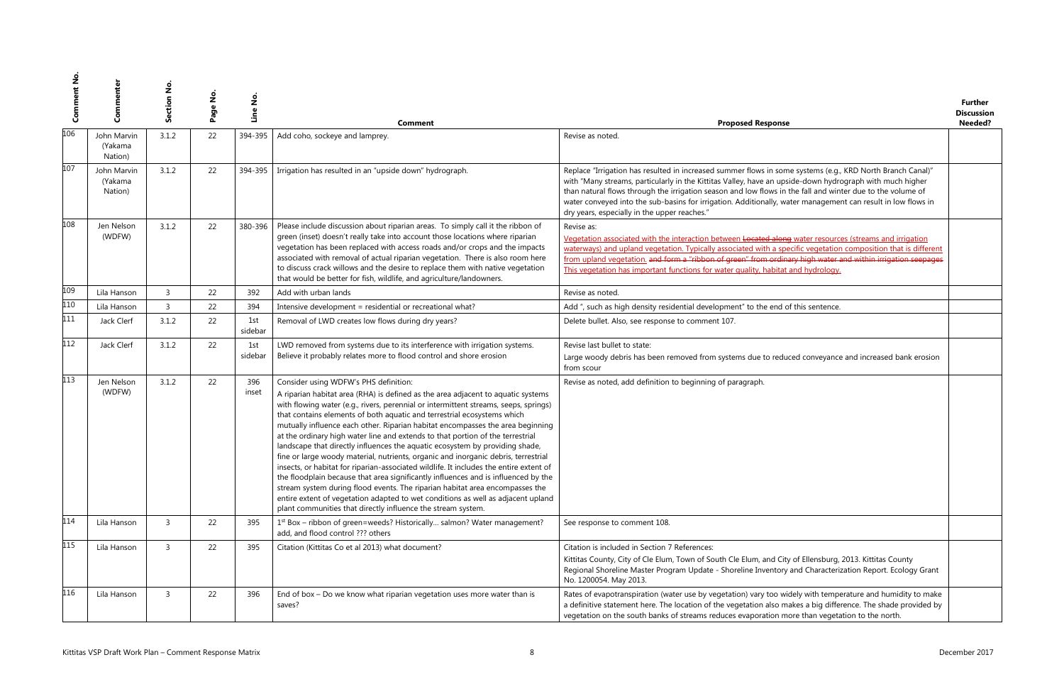| Comment No. | Commenter | Section No. | Page No. | Line No. | Comment | Proposed Response | Further Discussion Needed? |
|---|---|---|---|---|---|---|---|
| 106 | John Marvin (Yakama Nation) | 3.1.2 | 22 | 394-395 | Add coho, sockeye and lamprey. | Revise as noted. | |
| 107 | John Marvin (Yakama Nation) | 3.1.2 | 22 | 394-395 | Irrigation has resulted in an "upside down" hydrograph. | Replace "Irrigation has resulted in increased summer flows in some systems (e.g., KRD North Branch Canal)" with "Many streams, particularly in the Kittitas Valley, have an upside-down hydrograph with much higher than natural flows through the irrigation season and low flows in the fall and winter due to the volume of water conveyed into the sub-basins for irrigation. Additionally, water management can result in low flows in dry years, especially in the upper reaches." | |
| 108 | Jen Nelson (WDFW) | 3.1.2 | 22 | 380-396 | Please include discussion about riparian areas. To simply call it the ribbon of green (inset) doesn't really take into account those locations where riparian vegetation has been replaced with access roads and/or crops and the impacts associated with removal of actual riparian vegetation. There is also room here to discuss crack willows and the desire to replace them with native vegetation that would be better for fish, wildlife, and agriculture/landowners. | Revise as:<br>Vegetation associated with the interaction between ~~Located along~~ water resources (streams and irrigation waterways) and upland vegetation. Typically associated with a specific vegetation composition that is different from upland vegetation. ~~and form a "ribbon of green" from ordinary high water and within irrigation seepages~~ This vegetation has important functions for water quality, habitat and hydrology. | |
| 109 | Lila Hanson | 3 | 22 | 392 | Add with urban lands | Revise as noted. | |
| 110 | Lila Hanson | 3 | 22 | 394 | Intensive development = residential or recreational what? | Add ", such as high density residential development" to the end of this sentence. | |
| 111 | Jack Clerf | 3.1.2 | 22 | 1st sidebar | Removal of LWD creates low flows during dry years? | Delete bullet. Also, see response to comment 107. | |
| 112 | Jack Clerf | 3.1.2 | 22 | 1st sidebar | LWD removed from systems due to its interference with irrigation systems. Believe it probably relates more to flood control and shore erosion | Revise last bullet to state:<br>Large woody debris has been removed from systems due to reduced conveyance and increased bank erosion from scour | |
| 113 | Jen Nelson (WDFW) | 3.1.2 | 22 | 396 inset | Consider using WDFW's PHS definition:<br>A riparian habitat area (RHA) is defined as the area adjacent to aquatic systems with flowing water (e.g., rivers, perennial or intermittent streams, seeps, springs) that contains elements of both aquatic and terrestrial ecosystems which mutually influence each other. Riparian habitat encompasses the area beginning at the ordinary high water line and extends to that portion of the terrestrial landscape that directly influences the aquatic ecosystem by providing shade, fine or large woody material, nutrients, organic and inorganic debris, terrestrial insects, or habitat for riparian-associated wildlife. It includes the entire extent of the floodplain because that area significantly influences and is influenced by the stream system during flood events. The riparian habitat area encompasses the entire extent of vegetation adapted to wet conditions as well as adjacent upland plant communities that directly influence the stream system. | Revise as noted, add definition to beginning of paragraph. | |
| 114 | Lila Hanson | 3 | 22 | 395 | 1st Box – ribbon of green=weeds? Historically... salmon? Water management? add, and flood control ??? others | See response to comment 108. | |
| 115 | Lila Hanson | 3 | 22 | 395 | Citation (Kittitas Co et al 2013) what document? | Citation is included in Section 7 References:<br>Kittitas County, City of Cle Elum, Town of South Cle Elum, and City of Ellensburg, 2013. Kittitas County Regional Shoreline Master Program Update - Shoreline Inventory and Characterization Report. Ecology Grant No. 1200054. May 2013. | |
| 116 | Lila Hanson | 3 | 22 | 396 | End of box – Do we know what riparian vegetation uses more water than is saves? | Rates of evapotranspiration (water use by vegetation) vary too widely with temperature and humidity to make a definitive statement here. The location of the vegetation also makes a big difference. The shade provided by vegetation on the south banks of streams reduces evaporation more than vegetation to the north. | |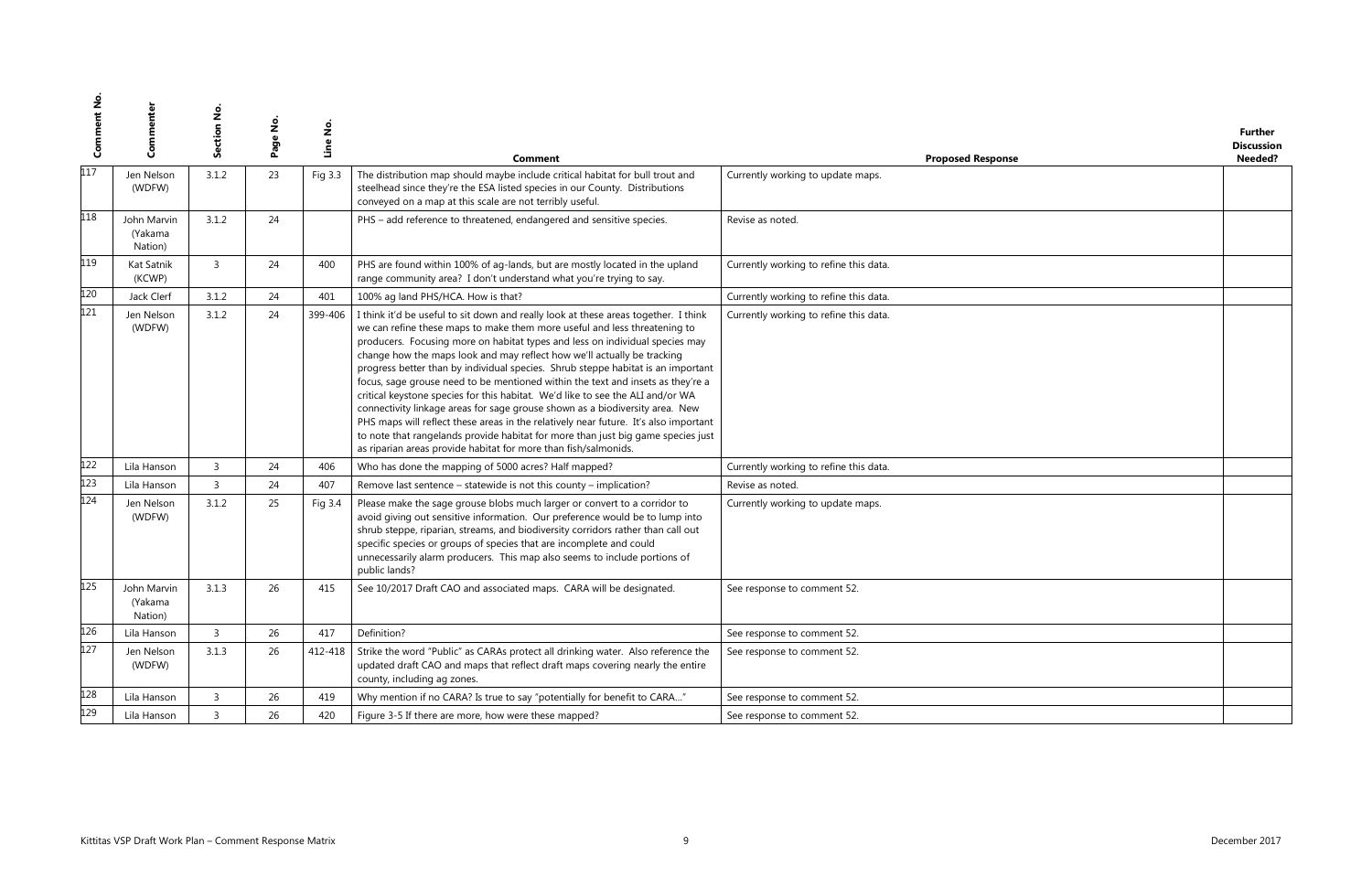| Comment No. | Commenter | Section No. | Page No. | Line No. | Comment | Proposed Response | Further Discussion Needed? |
|---|---|---|---|---|---|---|---|
| 117 | Jen Nelson (WDFW) | 3.1.2 | 23 | Fig 3.3 | The distribution map should maybe include critical habitat for bull trout and steelhead since they're the ESA listed species in our County. Distributions conveyed on a map at this scale are not terribly useful. | Currently working to update maps. | |
| 118 | John Marvin (Yakama Nation) | 3.1.2 | 24 | | PHS – add reference to threatened, endangered and sensitive species. | Revise as noted. | |
| 119 | Kat Satnik (KCWP) | 3 | 24 | 400 | PHS are found within 100% of ag-lands, but are mostly located in the upland range community area? I don't understand what you're trying to say. | Currently working to refine this data. | |
| 120 | Jack Clerf | 3.1.2 | 24 | 401 | 100% ag land PHS/HCA. How is that? | Currently working to refine this data. | |
| 121 | Jen Nelson (WDFW) | 3.1.2 | 24 | 399-406 | I think it'd be useful to sit down and really look at these areas together. I think we can refine these maps to make them more useful and less threatening to producers. Focusing more on habitat types and less on individual species may change how the maps look and may reflect how we'll actually be tracking progress better than by individual species. Shrub steppe habitat is an important focus, sage grouse need to be mentioned within the text and insets as they're a critical keystone species for this habitat. We'd like to see the ALI and/or WA connectivity linkage areas for sage grouse shown as a biodiversity area. New PHS maps will reflect these areas in the relatively near future. It's also important to note that rangelands provide habitat for more than just big game species just as riparian areas provide habitat for more than fish/salmonids. | Currently working to refine this data. | |
| 122 | Lila Hanson | 3 | 24 | 406 | Who has done the mapping of 5000 acres? Half mapped? | Currently working to refine this data. | |
| 123 | Lila Hanson | 3 | 24 | 407 | Remove last sentence – statewide is not this county – implication? | Revise as noted. | |
| 124 | Jen Nelson (WDFW) | 3.1.2 | 25 | Fig 3.4 | Please make the sage grouse blobs much larger or convert to a corridor to avoid giving out sensitive information. Our preference would be to lump into shrub steppe, riparian, streams, and biodiversity corridors rather than call out specific species or groups of species that are incomplete and could unnecessarily alarm producers. This map also seems to include portions of public lands? | Currently working to update maps. | |
| 125 | John Marvin (Yakama Nation) | 3.1.3 | 26 | 415 | See 10/2017 Draft CAO and associated maps. CARA will be designated. | See response to comment 52. | |
| 126 | Lila Hanson | 3 | 26 | 417 | Definition? | See response to comment 52. | |
| 127 | Jen Nelson (WDFW) | 3.1.3 | 26 | 412-418 | Strike the word "Public" as CARAs protect all drinking water. Also reference the updated draft CAO and maps that reflect draft maps covering nearly the entire county, including ag zones. | See response to comment 52. | |
| 128 | Lila Hanson | 3 | 26 | 419 | Why mention if no CARA? Is true to say "potentially for benefit to CARA…" | See response to comment 52. | |
| 129 | Lila Hanson | 3 | 26 | 420 | Figure 3-5 If there are more, how were these mapped? | See response to comment 52. | |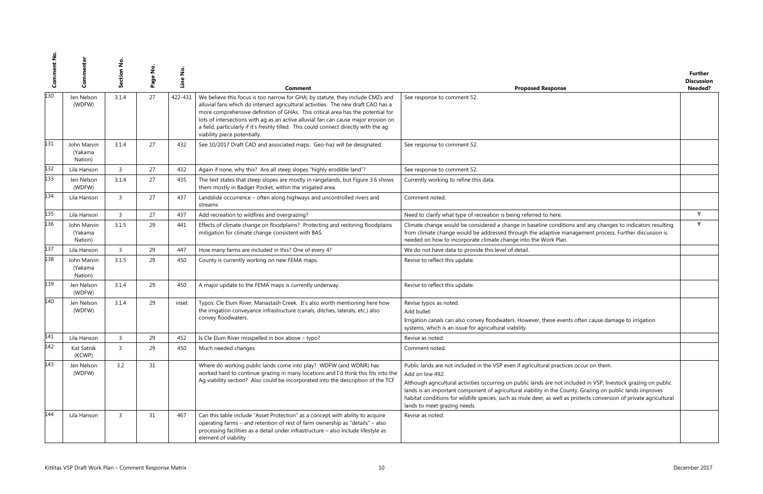| Comment No. | Commenter | Section No. | Page No. | Line No. | Comment | Proposed Response | Further Discussion Needed? |
|---|---|---|---|---|---|---|---|
| 130 | Jen Nelson (WDFW) | 3.1.4 | 27 | 422-431 | We believe this focus is too narrow for GHA; by statute, they include CMZs and alluvial fans which do intersect agricultural activities. The new draft CAO has a more comprehensive definition of GHAs. This critical area has the potential for lots of intersections with ag as an active alluvial fan can cause major erosion on a field, particularly if it's freshly tilled. This could connect directly with the ag viability piece potentially. | See response to comment 52. | |
| 131 | John Marvin (Yakama Nation) | 3.1.4 | 27 | 432 | See 10/2017 Draft CAO and associated maps. Geo-haz will be designated. | See response to comment 52. | |
| 132 | Lila Hanson | 3 | 27 | 432 | Again if none, why this? Are all steep slopes "highly erodible land"? | See response to comment 52. | |
| 133 | Jen Nelson (WDFW) | 3.1.4 | 27 | 435 | The text states that steep slopes are mostly in rangelands, but Figure 3.6 shows them mostly in Badger Pocket, within the irrigated area. | Currently working to refine this data. | |
| 134 | Lila Hanson | 3 | 27 | 437 | Landslide occurrence – often along highways and uncontrolled rivers and streams | Comment noted. | |
| 135 | Lila Hanson | 3 | 27 | 437 | Add recreation to wildfires and overgrazing? | Need to clarify what type of recreation is being referred to here. | Y |
| 136 | John Marvin (Yakama Nation) | 3.1.5 | 29 | 441 | Effects of climate change on floodplains? Protecting and restoring floodplains mitigation for climate change consistent with BAS. | Climate change would be considered a change in baseline conditions and any changes to indicators resulting from climate change would be addressed through the adaptive management process. Further discussion is needed on how to incorporate climate change into the Work Plan. | Y |
| 137 | Lila Hanson | 3 | 29 | 447 | How many farms are included in this? One of every 4? | We do not have data to provide this level of detail. | |
| 138 | John Marvin (Yakama Nation) | 3.1.5 | 29 | 450 | County is currently working on new FEMA maps. | Revise to reflect this update. | |
| 139 | Jen Nelson (WDFW) | 3.1.4 | 29 | 450 | A major update to the FEMA maps is currently underway. | Revise to reflect this update. | |
| 140 | Jen Nelson (WDFW) | 3.1.4 | 29 | inset | Typos: Cle Elum River, Manastash Creek. It's also worth mentioning here how the irrigation conveyance infrastructure (canals, ditches, laterals, etc.) also convey floodwaters. | Revise typos as noted.<br>Add bullet:<br>Irrigation canals can also convey floodwaters. However, these events often cause damage to irrigation systems, which is an issue for agricultural viability. | |
| 141 | Lila Hanson | 3 | 29 | 452 | Is Cle Elum River misspelled in box above – typo? | Revise as noted. | |
| 142 | Kat Satnik (KCWP) | 3 | 29 | 450 | Much needed changes | Comment noted. | |
| 143 | Jen Nelson (WDFW) | 3.2 | 31 | | Where do working public lands come into play? WDFW (and WDNR) has worked hard to continue grazing in many locations and I'd think this fits into the Ag viability section? Also could be incorporated into the description of the TCF | Public lands are not included in the VSP even if agricultural practices occur on them.<br>Add on line 492:<br>Although agricultural activities occurring on public lands are not included in VSP, livestock grazing on public lands is an important component of agricultural viability in the County. Grazing on public lands improves habitat conditions for wildlife species, such as mule deer, as well as protects conversion of private agricultural lands to meet grazing needs. | |
| 144 | Lila Hanson | 3 | 31 | 467 | Can this table include "Asset Protection" as a concept with ability to acquire operating farms – and retention of rest of farm ownership as "details" – also processing facilities as a detail under infrastructure – also include lifestyle as element of viability | Revise as noted. | |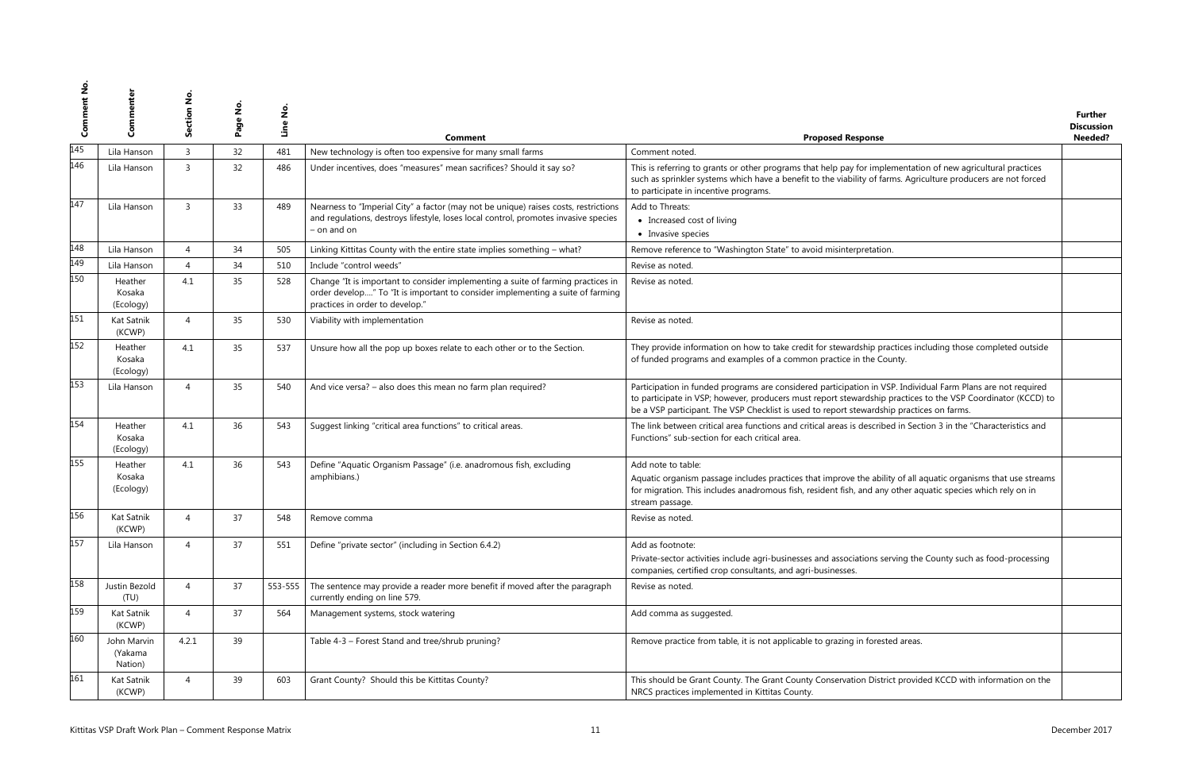| Comment No. | Commenter | Section No. | Page No. | Line No. | Comment | Proposed Response | Further Discussion Needed? |
|---|---|---|---|---|---|---|---|
| 145 | Lila Hanson | 3 | 32 | 481 | New technology is often too expensive for many small farms | Comment noted. | |
| 146 | Lila Hanson | 3 | 32 | 486 | Under incentives, does "measures" mean sacrifices? Should it say so? | This is referring to grants or other programs that help pay for implementation of new agricultural practices such as sprinkler systems which have a benefit to the viability of farms. Agriculture producers are not forced to participate in incentive programs. | |
| 147 | Lila Hanson | 3 | 33 | 489 | Nearness to "Imperial City" a factor (may not be unique) raises costs, restrictions and regulations, destroys lifestyle, loses local control, promotes invasive species – on and on | Add to Threats:<br>• Increased cost of living<br>• Invasive species | |
| 148 | Lila Hanson | 4 | 34 | 505 | Linking Kittitas County with the entire state implies something – what? | Remove reference to "Washington State" to avoid misinterpretation. | |
| 149 | Lila Hanson | 4 | 34 | 510 | Include "control weeds" | Revise as noted. | |
| 150 | Heather Kosaka (Ecology) | 4.1 | 35 | 528 | Change "It is important to consider implementing a suite of farming practices in order develop…." To "It is important to consider implementing a suite of farming practices in order to develop." | Revise as noted. | |
| 151 | Kat Satnik (KCWP) | 4 | 35 | 530 | Viability with implementation | Revise as noted. | |
| 152 | Heather Kosaka (Ecology) | 4.1 | 35 | 537 | Unsure how all the pop up boxes relate to each other or to the Section. | They provide information on how to take credit for stewardship practices including those completed outside of funded programs and examples of a common practice in the County. | |
| 153 | Lila Hanson | 4 | 35 | 540 | And vice versa? – also does this mean no farm plan required? | Participation in funded programs are considered participation in VSP. Individual Farm Plans are not required to participate in VSP; however, producers must report stewardship practices to the VSP Coordinator (KCCD) to be a VSP participant. The VSP Checklist is used to report stewardship practices on farms. | |
| 154 | Heather Kosaka (Ecology) | 4.1 | 36 | 543 | Suggest linking "critical area functions" to critical areas. | The link between critical area functions and critical areas is described in Section 3 in the "Characteristics and Functions" sub-section for each critical area. | |
| 155 | Heather Kosaka (Ecology) | 4.1 | 36 | 543 | Define "Aquatic Organism Passage" (i.e. anadromous fish, excluding amphibians.) | Add note to table:<br>Aquatic organism passage includes practices that improve the ability of all aquatic organisms that use streams for migration. This includes anadromous fish, resident fish, and any other aquatic species which rely on in stream passage. | |
| 156 | Kat Satnik (KCWP) | 4 | 37 | 548 | Remove comma | Revise as noted. | |
| 157 | Lila Hanson | 4 | 37 | 551 | Define "private sector" (including in Section 6.4.2) | Add as footnote:<br>Private-sector activities include agri-businesses and associations serving the County such as food-processing companies, certified crop consultants, and agri-businesses. | |
| 158 | Justin Bezold (TU) | 4 | 37 | 553-555 | The sentence may provide a reader more benefit if moved after the paragraph currently ending on line 579. | Revise as noted. | |
| 159 | Kat Satnik (KCWP) | 4 | 37 | 564 | Management systems, stock watering | Add comma as suggested. | |
| 160 | John Marvin (Yakama Nation) | 4.2.1 | 39 | | Table 4-3 – Forest Stand and tree/shrub pruning? | Remove practice from table, it is not applicable to grazing in forested areas. | |
| 161 | Kat Satnik (KCWP) | 4 | 39 | 603 | Grant County? Should this be Kittitas County? | This should be Grant County. The Grant County Conservation District provided KCCD with information on the NRCS practices implemented in Kittitas County. | |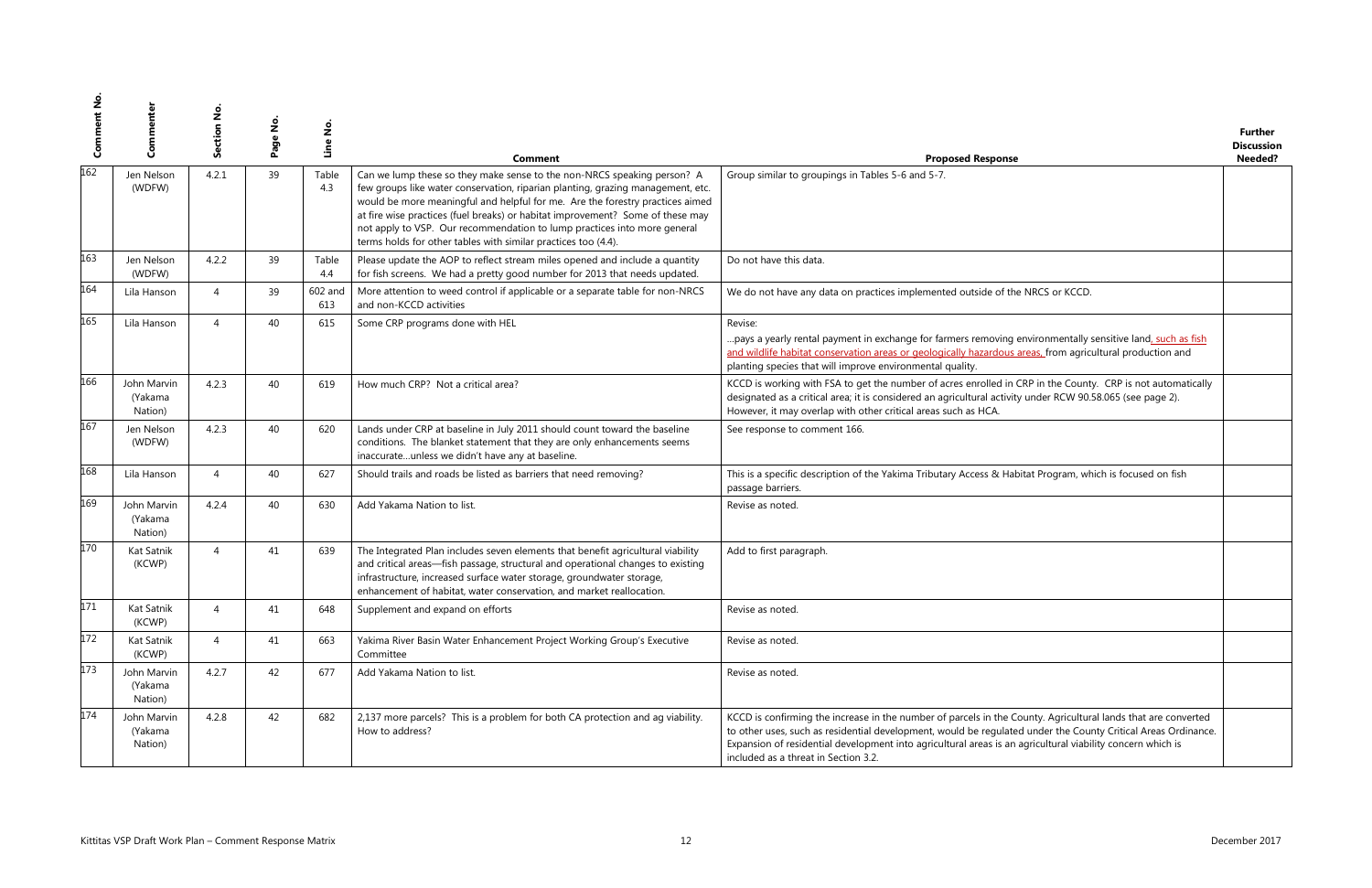| Comment No. | Commenter | Section No. | Page No. | Line No. | Comment | Proposed Response | Further Discussion Needed? |
|---|---|---|---|---|---|---|---|
| 162 | Jen Nelson (WDFW) | 4.2.1 | 39 | Table 4.3 | Can we lump these so they make sense to the non-NRCS speaking person? A few groups like water conservation, riparian planting, grazing management, etc. would be more meaningful and helpful for me. Are the forestry practices aimed at fire wise practices (fuel breaks) or habitat improvement? Some of these may not apply to VSP. Our recommendation to lump practices into more general terms holds for other tables with similar practices too (4.4). | Group similar to groupings in Tables 5-6 and 5-7. | |
| 163 | Jen Nelson (WDFW) | 4.2.2 | 39 | Table 4.4 | Please update the AOP to reflect stream miles opened and include a quantity for fish screens. We had a pretty good number for 2013 that needs updated. | Do not have this data. | |
| 164 | Lila Hanson | 4 | 39 | 602 and 613 | More attention to weed control if applicable or a separate table for non-NRCS and non-KCCD activities | We do not have any data on practices implemented outside of the NRCS or KCCD. | |
| 165 | Lila Hanson | 4 | 40 | 615 | Some CRP programs done with HEL | Revise:<br>…pays a yearly rental payment in exchange for farmers removing environmentally sensitive land, such as fish and wildlife habitat conservation areas or geologically hazardous areas, from agricultural production and planting species that will improve environmental quality. | |
| 166 | John Marvin (Yakama Nation) | 4.2.3 | 40 | 619 | How much CRP? Not a critical area? | KCCD is working with FSA to get the number of acres enrolled in CRP in the County. CRP is not automatically designated as a critical area; it is considered an agricultural activity under RCW 90.58.065 (see page 2). However, it may overlap with other critical areas such as HCA. | |
| 167 | Jen Nelson (WDFW) | 4.2.3 | 40 | 620 | Lands under CRP at baseline in July 2011 should count toward the baseline conditions. The blanket statement that they are only enhancements seems inaccurate…unless we didn't have any at baseline. | See response to comment 166. | |
| 168 | Lila Hanson | 4 | 40 | 627 | Should trails and roads be listed as barriers that need removing? | This is a specific description of the Yakima Tributary Access & Habitat Program, which is focused on fish passage barriers. | |
| 169 | John Marvin (Yakama Nation) | 4.2.4 | 40 | 630 | Add Yakama Nation to list. | Revise as noted. | |
| 170 | Kat Satnik (KCWP) | 4 | 41 | 639 | The Integrated Plan includes seven elements that benefit agricultural viability and critical areas—fish passage, structural and operational changes to existing infrastructure, increased surface water storage, groundwater storage, enhancement of habitat, water conservation, and market reallocation. | Add to first paragraph. | |
| 171 | Kat Satnik (KCWP) | 4 | 41 | 648 | Supplement and expand on efforts | Revise as noted. | |
| 172 | Kat Satnik (KCWP) | 4 | 41 | 663 | Yakima River Basin Water Enhancement Project Working Group's Executive Committee | Revise as noted. | |
| 173 | John Marvin (Yakama Nation) | 4.2.7 | 42 | 677 | Add Yakama Nation to list. | Revise as noted. | |
| 174 | John Marvin (Yakama Nation) | 4.2.8 | 42 | 682 | 2,137 more parcels? This is a problem for both CA protection and ag viability. How to address? | KCCD is confirming the increase in the number of parcels in the County. Agricultural lands that are converted to other uses, such as residential development, would be regulated under the County Critical Areas Ordinance. Expansion of residential development into agricultural areas is an agricultural viability concern which is included as a threat in Section 3.2. | |